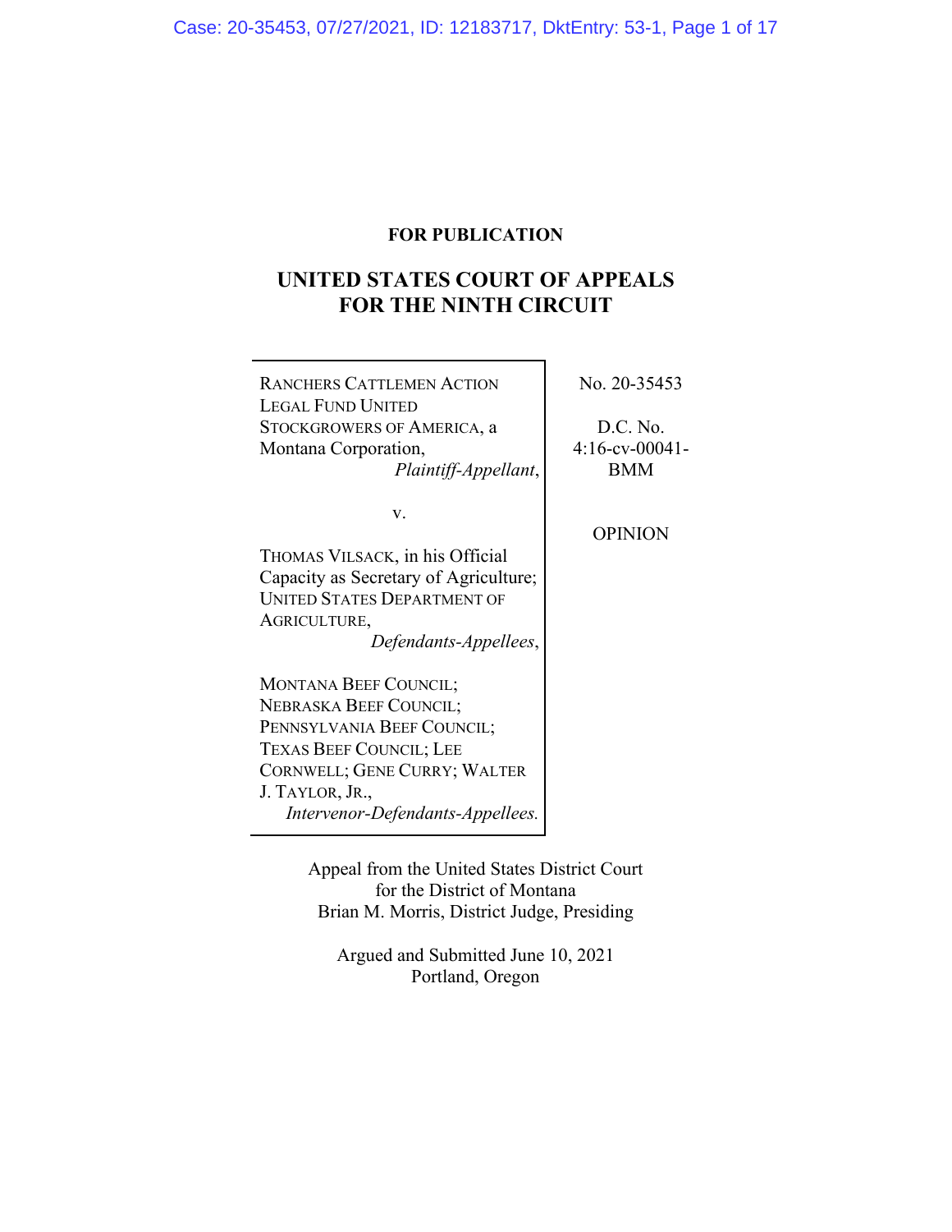**FOR PUBLICATION**

# UNITED STATES COURT OF APPEALS FOR THE NINTH CIRCUIT

RANCHERS CATTLEMEN ACTION LEGAL FUND UNITED STOCKGROWERS OF AMERICA, a Montana Corporation,
*Plaintiff-Appellant*,

v.

THOMAS VILSACK, in his Official Capacity as Secretary of Agriculture; UNITED STATES DEPARTMENT OF AGRICULTURE,
*Defendants-Appellees*,

MONTANA BEEF COUNCIL; NEBRASKA BEEF COUNCIL; PENNSYLVANIA BEEF COUNCIL; TEXAS BEEF COUNCIL; LEE CORNWELL; GENE CURRY; WALTER J. TAYLOR, JR.,
*Intervenor-Defendants-Appellees.*

No. 20-35453

D.C. No. 4:16-cv-00041-BMM

OPINION

Appeal from the United States District Court for the District of Montana
Brian M. Morris, District Judge, Presiding

Argued and Submitted June 10, 2021
Portland, Oregon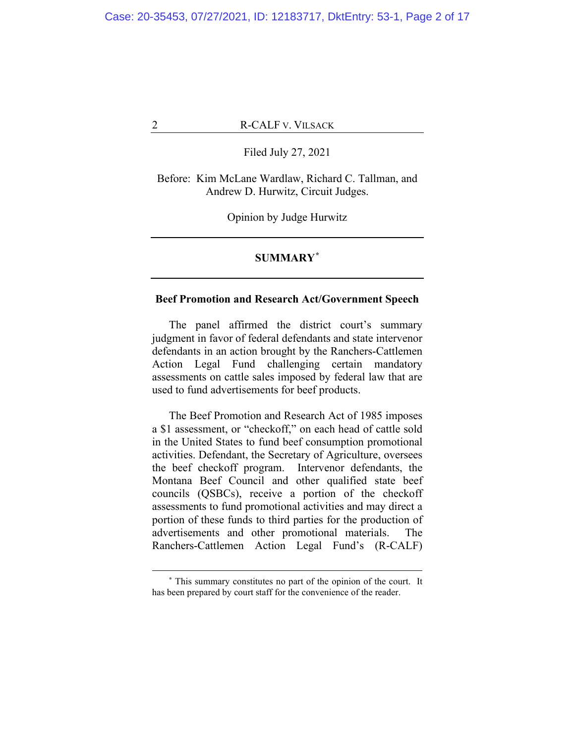Filed July 27, 2021

Before: Kim McLane Wardlaw, Richard C. Tallman, and Andrew D. Hurwitz, Circuit Judges.

Opinion by Judge Hurwitz

---

## SUMMARY[*]

---

### Beef Promotion and Research Act/Government Speech

The panel affirmed the district court's summary judgment in favor of federal defendants and state intervenor defendants in an action brought by the Ranchers-Cattlemen Action Legal Fund challenging certain mandatory assessments on cattle sales imposed by federal law that are used to fund advertisements for beef products.

The Beef Promotion and Research Act of 1985 imposes a $1 assessment, or "checkoff," on each head of cattle sold in the United States to fund beef consumption promotional activities. Defendant, the Secretary of Agriculture, oversees the beef checkoff program. Intervenor defendants, the Montana Beef Council and other qualified state beef councils (QSBCs), receive a portion of the checkoff assessments to fund promotional activities and may direct a portion of these funds to third parties for the production of advertisements and other promotional materials. The Ranchers-Cattlemen Action Legal Fund's (R-CALF)

---

[*] This summary constitutes no part of the opinion of the court. It has been prepared by court staff for the convenience of the reader.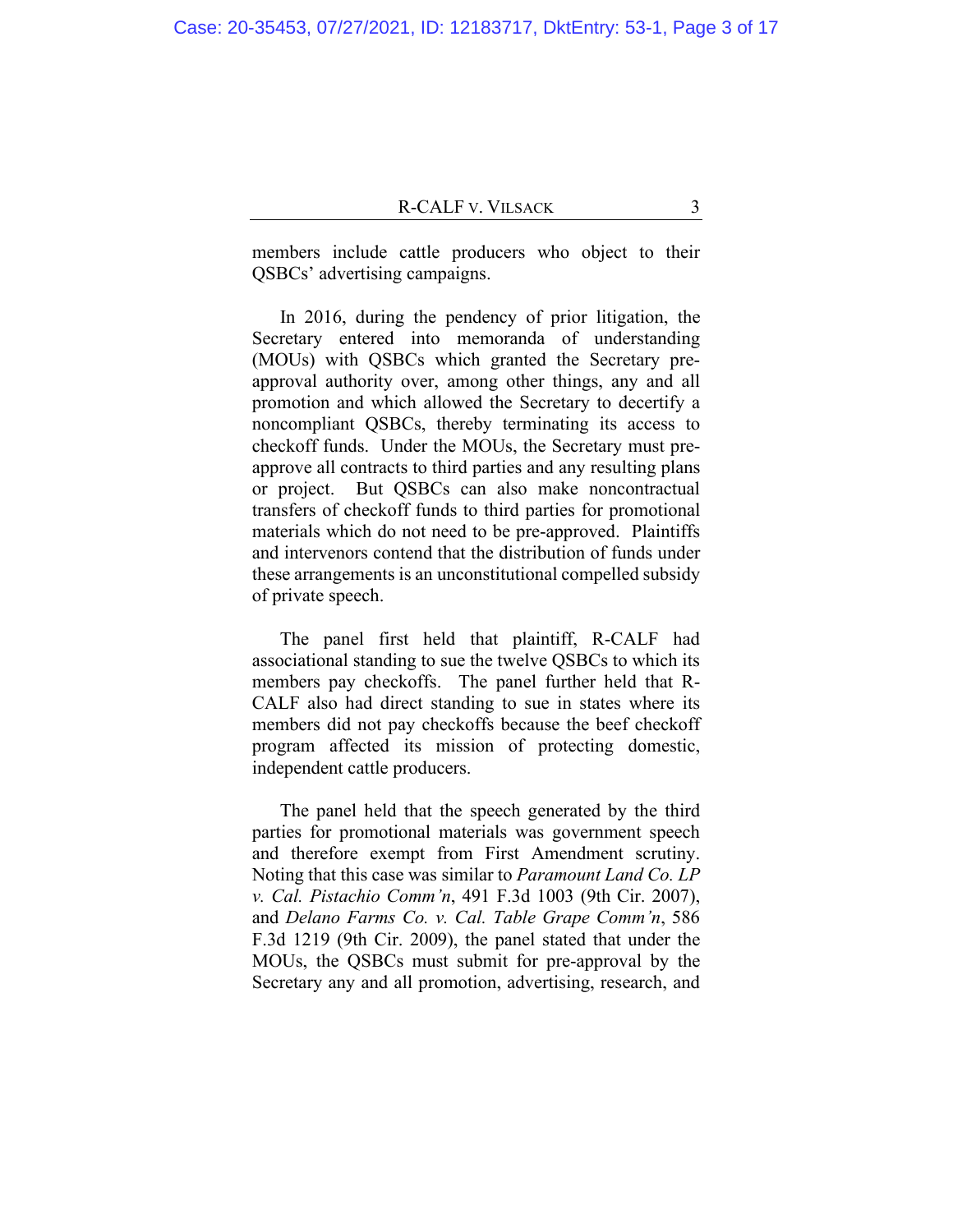members include cattle producers who object to their QSBCs' advertising campaigns.

In 2016, during the pendency of prior litigation, the Secretary entered into memoranda of understanding (MOUs) with QSBCs which granted the Secretary pre-approval authority over, among other things, any and all promotion and which allowed the Secretary to decertify a noncompliant QSBCs, thereby terminating its access to checkoff funds. Under the MOUs, the Secretary must pre-approve all contracts to third parties and any resulting plans or project. But QSBCs can also make noncontractual transfers of checkoff funds to third parties for promotional materials which do not need to be pre-approved. Plaintiffs and intervenors contend that the distribution of funds under these arrangements is an unconstitutional compelled subsidy of private speech.

The panel first held that plaintiff, R-CALF had associational standing to sue the twelve QSBCs to which its members pay checkoffs. The panel further held that R-CALF also had direct standing to sue in states where its members did not pay checkoffs because the beef checkoff program affected its mission of protecting domestic, independent cattle producers.

The panel held that the speech generated by the third parties for promotional materials was government speech and therefore exempt from First Amendment scrutiny. Noting that this case was similar to *Paramount Land Co. LP v. Cal. Pistachio Comm'n*, 491 F.3d 1003 (9th Cir. 2007), and *Delano Farms Co. v. Cal. Table Grape Comm'n*, 586 F.3d 1219 (9th Cir. 2009), the panel stated that under the MOUs, the QSBCs must submit for pre-approval by the Secretary any and all promotion, advertising, research, and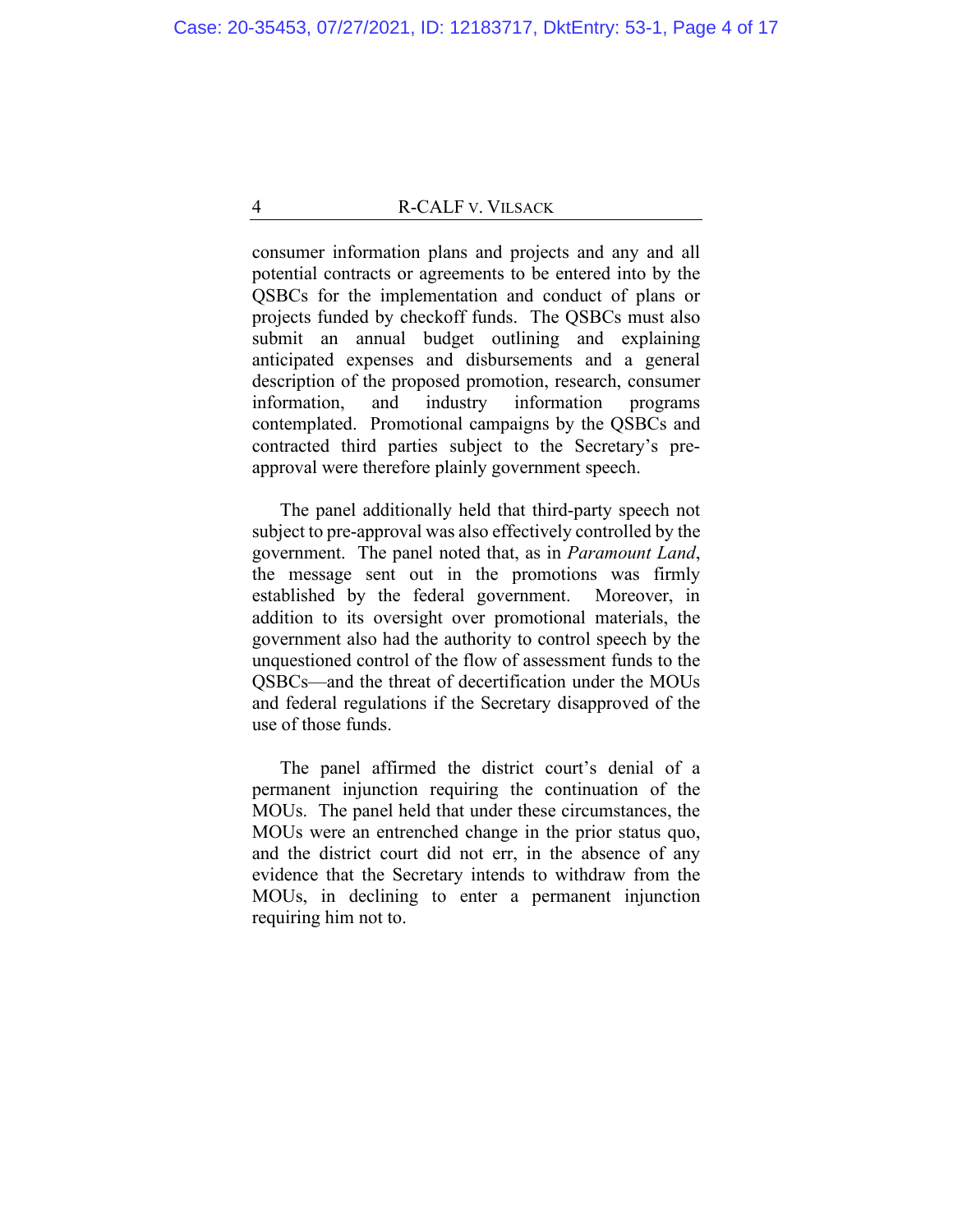consumer information plans and projects and any and all potential contracts or agreements to be entered into by the QSBCs for the implementation and conduct of plans or projects funded by checkoff funds. The QSBCs must also submit an annual budget outlining and explaining anticipated expenses and disbursements and a general description of the proposed promotion, research, consumer information, and industry information programs contemplated. Promotional campaigns by the QSBCs and contracted third parties subject to the Secretary's pre-approval were therefore plainly government speech.

The panel additionally held that third-party speech not subject to pre-approval was also effectively controlled by the government. The panel noted that, as in *Paramount Land*, the message sent out in the promotions was firmly established by the federal government. Moreover, in addition to its oversight over promotional materials, the government also had the authority to control speech by the unquestioned control of the flow of assessment funds to the QSBCs—and the threat of decertification under the MOUs and federal regulations if the Secretary disapproved of the use of those funds.

The panel affirmed the district court's denial of a permanent injunction requiring the continuation of the MOUs. The panel held that under these circumstances, the MOUs were an entrenched change in the prior status quo, and the district court did not err, in the absence of any evidence that the Secretary intends to withdraw from the MOUs, in declining to enter a permanent injunction requiring him not to.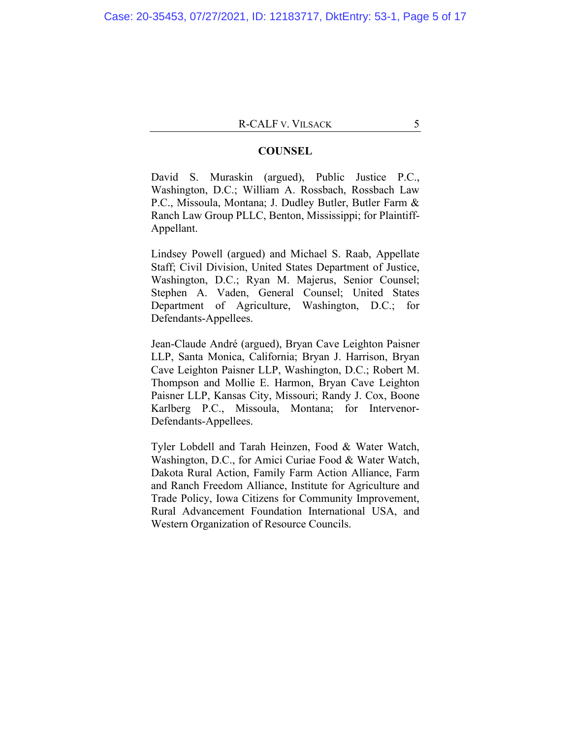## COUNSEL

David S. Muraskin (argued), Public Justice P.C., Washington, D.C.; William A. Rossbach, Rossbach Law P.C., Missoula, Montana; J. Dudley Butler, Butler Farm & Ranch Law Group PLLC, Benton, Mississippi; for Plaintiff-Appellant.

Lindsey Powell (argued) and Michael S. Raab, Appellate Staff; Civil Division, United States Department of Justice, Washington, D.C.; Ryan M. Majerus, Senior Counsel; Stephen A. Vaden, General Counsel; United States Department of Agriculture, Washington, D.C.; for Defendants-Appellees.

Jean-Claude André (argued), Bryan Cave Leighton Paisner LLP, Santa Monica, California; Bryan J. Harrison, Bryan Cave Leighton Paisner LLP, Washington, D.C.; Robert M. Thompson and Mollie E. Harmon, Bryan Cave Leighton Paisner LLP, Kansas City, Missouri; Randy J. Cox, Boone Karlberg P.C., Missoula, Montana; for Intervenor-Defendants-Appellees.

Tyler Lobdell and Tarah Heinzen, Food & Water Watch, Washington, D.C., for Amici Curiae Food & Water Watch, Dakota Rural Action, Family Farm Action Alliance, Farm and Ranch Freedom Alliance, Institute for Agriculture and Trade Policy, Iowa Citizens for Community Improvement, Rural Advancement Foundation International USA, and Western Organization of Resource Councils.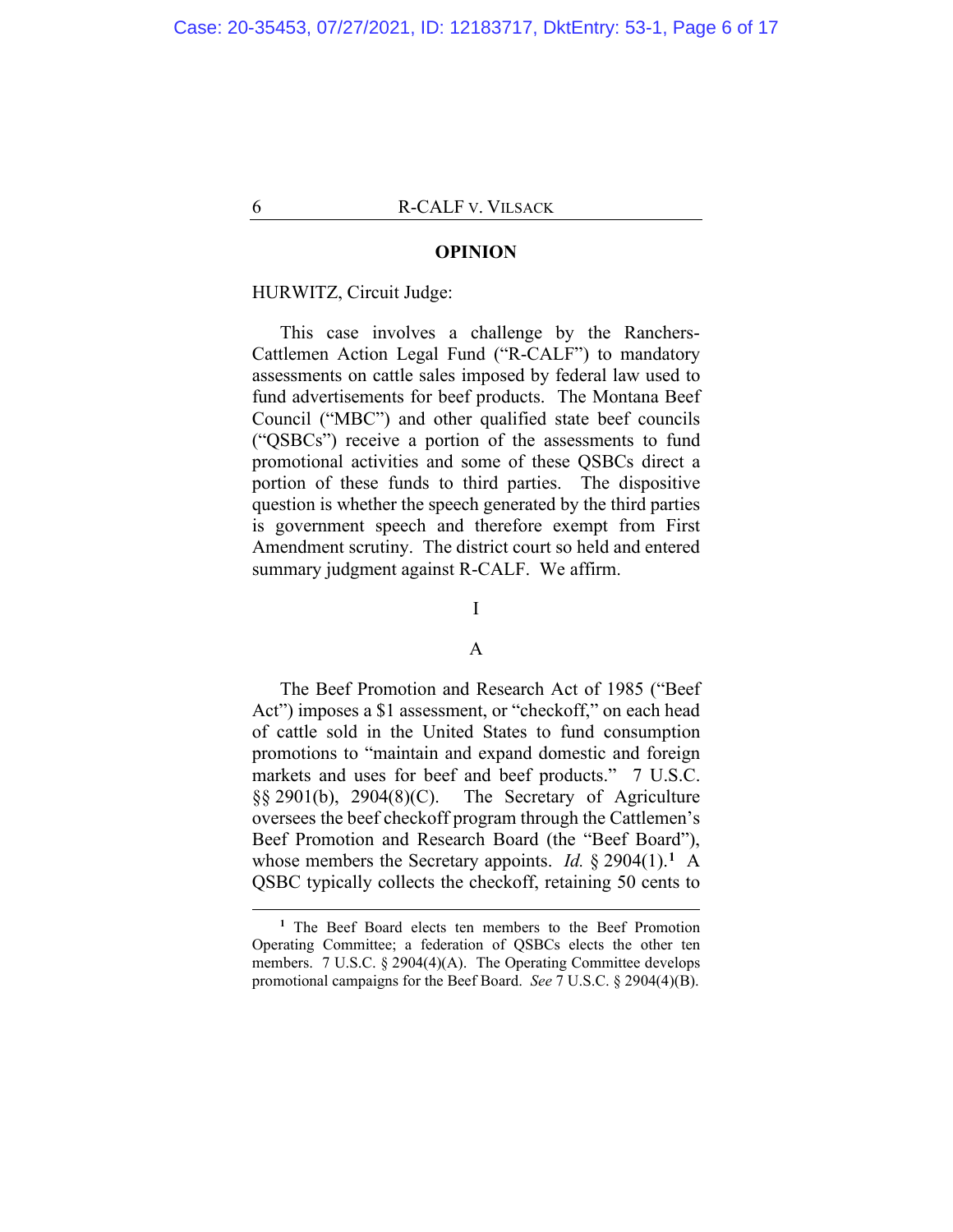## OPINION

HURWITZ, Circuit Judge:

This case involves a challenge by the Ranchers-Cattlemen Action Legal Fund ("R-CALF") to mandatory assessments on cattle sales imposed by federal law used to fund advertisements for beef products. The Montana Beef Council ("MBC") and other qualified state beef councils ("QSBCs") receive a portion of the assessments to fund promotional activities and some of these QSBCs direct a portion of these funds to third parties. The dispositive question is whether the speech generated by the third parties is government speech and therefore exempt from First Amendment scrutiny. The district court so held and entered summary judgment against R-CALF. We affirm.

### I

#### A

The Beef Promotion and Research Act of 1985 ("Beef Act") imposes a $1 assessment, or "checkoff," on each head of cattle sold in the United States to fund consumption promotions to "maintain and expand domestic and foreign markets and uses for beef and beef products." 7 U.S.C. §§ 2901(b), 2904(8)(C). The Secretary of Agriculture oversees the beef checkoff program through the Cattlemen's Beef Promotion and Research Board (the "Beef Board"), whose members the Secretary appoints. *Id.* § 2904(1).[1] A QSBC typically collects the checkoff, retaining 50 cents to

[1] The Beef Board elects ten members to the Beef Promotion Operating Committee; a federation of QSBCs elects the other ten members. 7 U.S.C. § 2904(4)(A). The Operating Committee develops promotional campaigns for the Beef Board. *See* 7 U.S.C. § 2904(4)(B).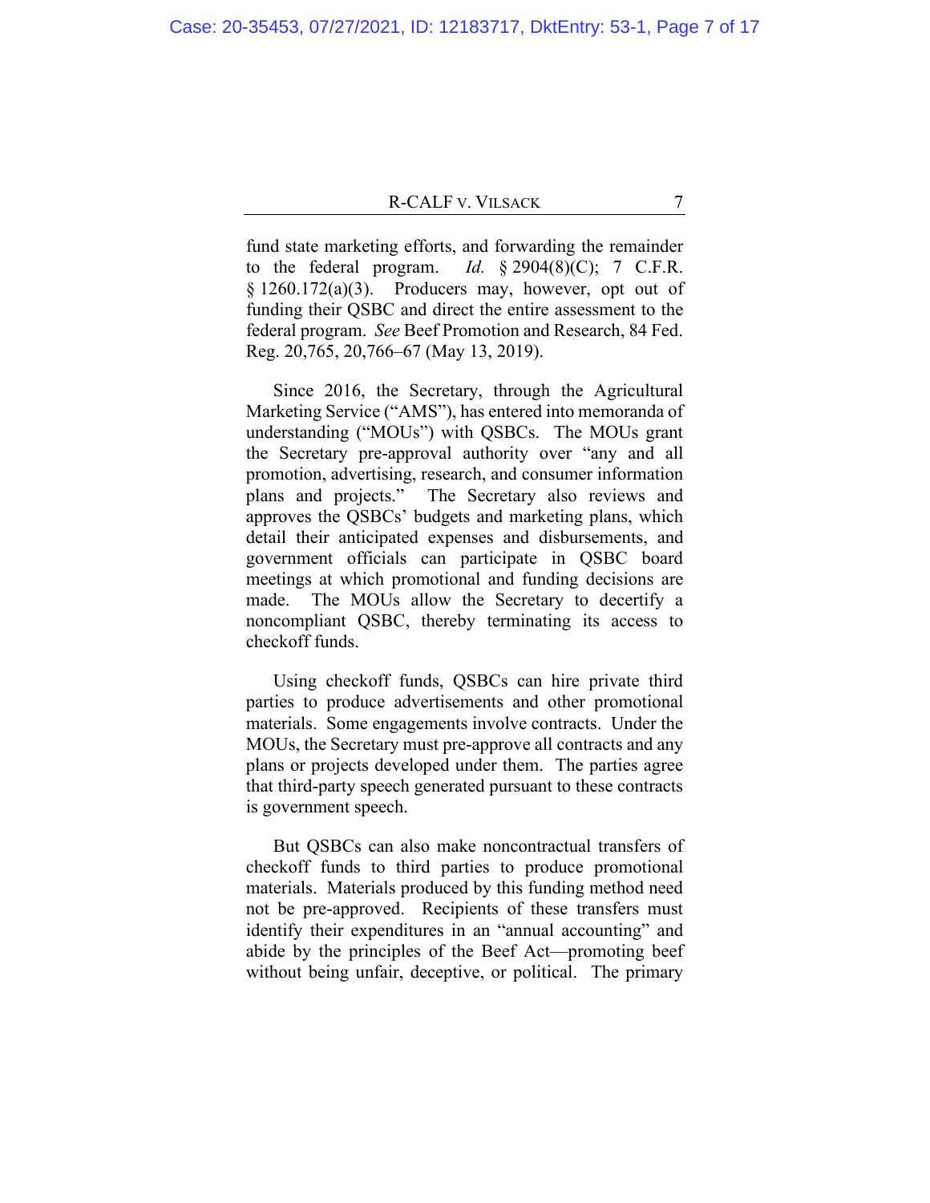fund state marketing efforts, and forwarding the remainder to the federal program. *Id.* § 2904(8)(C); 7 C.F.R. § 1260.172(a)(3). Producers may, however, opt out of funding their QSBC and direct the entire assessment to the federal program. *See* Beef Promotion and Research, 84 Fed. Reg. 20,765, 20,766–67 (May 13, 2019).

Since 2016, the Secretary, through the Agricultural Marketing Service ("AMS"), has entered into memoranda of understanding ("MOUs") with QSBCs. The MOUs grant the Secretary pre-approval authority over "any and all promotion, advertising, research, and consumer information plans and projects." The Secretary also reviews and approves the QSBCs' budgets and marketing plans, which detail their anticipated expenses and disbursements, and government officials can participate in QSBC board meetings at which promotional and funding decisions are made. The MOUs allow the Secretary to decertify a noncompliant QSBC, thereby terminating its access to checkoff funds.

Using checkoff funds, QSBCs can hire private third parties to produce advertisements and other promotional materials. Some engagements involve contracts. Under the MOUs, the Secretary must pre-approve all contracts and any plans or projects developed under them. The parties agree that third-party speech generated pursuant to these contracts is government speech.

But QSBCs can also make noncontractual transfers of checkoff funds to third parties to produce promotional materials. Materials produced by this funding method need not be pre-approved. Recipients of these transfers must identify their expenditures in an "annual accounting" and abide by the principles of the Beef Act—promoting beef without being unfair, deceptive, or political. The primary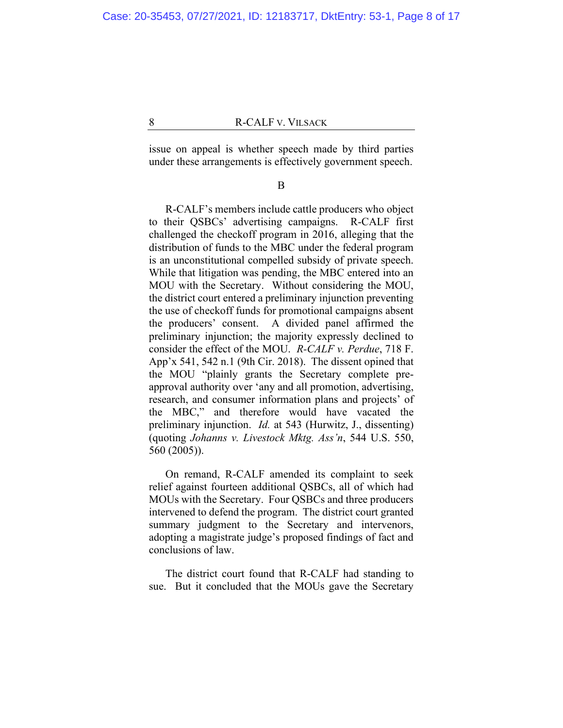issue on appeal is whether speech made by third parties under these arrangements is effectively government speech.

B

R-CALF's members include cattle producers who object to their QSBCs' advertising campaigns. R-CALF first challenged the checkoff program in 2016, alleging that the distribution of funds to the MBC under the federal program is an unconstitutional compelled subsidy of private speech. While that litigation was pending, the MBC entered into an MOU with the Secretary. Without considering the MOU, the district court entered a preliminary injunction preventing the use of checkoff funds for promotional campaigns absent the producers' consent. A divided panel affirmed the preliminary injunction; the majority expressly declined to consider the effect of the MOU. *R-CALF v. Perdue*, 718 F. App'x 541, 542 n.1 (9th Cir. 2018). The dissent opined that the MOU "plainly grants the Secretary complete pre-approval authority over 'any and all promotion, advertising, research, and consumer information plans and projects' of the MBC," and therefore would have vacated the preliminary injunction. *Id.* at 543 (Hurwitz, J., dissenting) (quoting *Johanns v. Livestock Mktg. Ass'n*, 544 U.S. 550, 560 (2005)).

On remand, R-CALF amended its complaint to seek relief against fourteen additional QSBCs, all of which had MOUs with the Secretary. Four QSBCs and three producers intervened to defend the program. The district court granted summary judgment to the Secretary and intervenors, adopting a magistrate judge's proposed findings of fact and conclusions of law.

The district court found that R-CALF had standing to sue. But it concluded that the MOUs gave the Secretary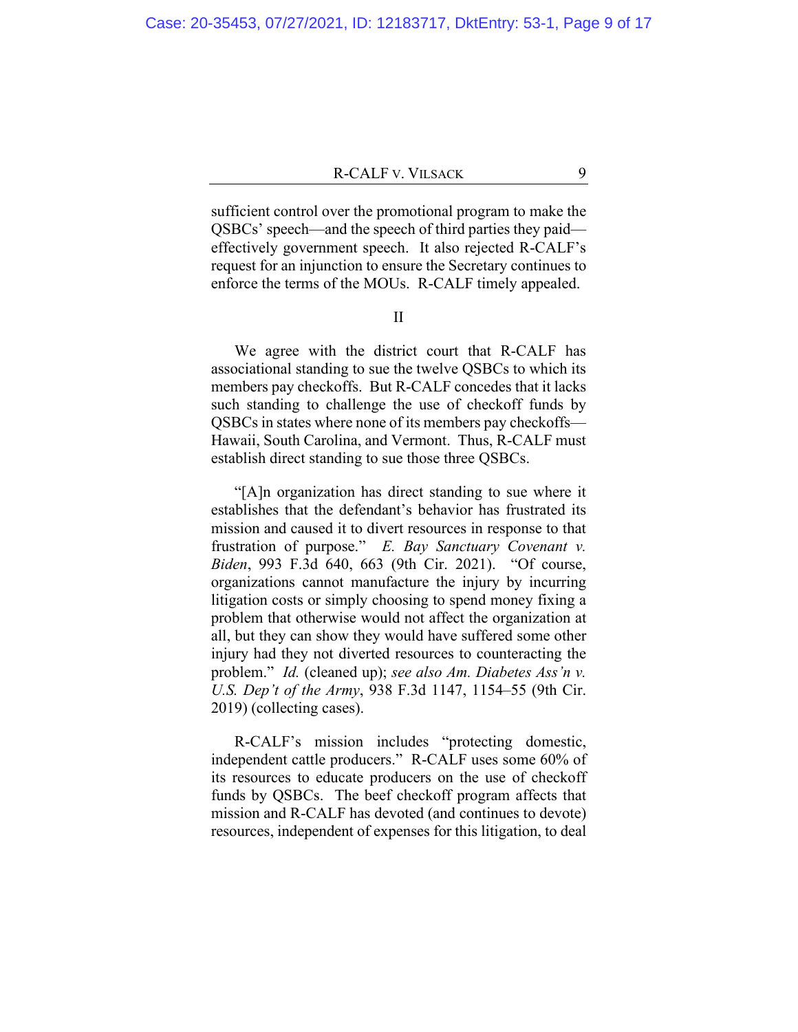sufficient control over the promotional program to make the QSBCs' speech—and the speech of third parties they paid—effectively government speech. It also rejected R-CALF's request for an injunction to ensure the Secretary continues to enforce the terms of the MOUs. R-CALF timely appealed.

## II

We agree with the district court that R-CALF has associational standing to sue the twelve QSBCs to which its members pay checkoffs. But R-CALF concedes that it lacks such standing to challenge the use of checkoff funds by QSBCs in states where none of its members pay checkoffs—Hawaii, South Carolina, and Vermont. Thus, R-CALF must establish direct standing to sue those three QSBCs.

"[A]n organization has direct standing to sue where it establishes that the defendant's behavior has frustrated its mission and caused it to divert resources in response to that frustration of purpose." *E. Bay Sanctuary Covenant v. Biden*, 993 F.3d 640, 663 (9th Cir. 2021). "Of course, organizations cannot manufacture the injury by incurring litigation costs or simply choosing to spend money fixing a problem that otherwise would not affect the organization at all, but they can show they would have suffered some other injury had they not diverted resources to counteracting the problem." *Id.* (cleaned up); *see also Am. Diabetes Ass'n v. U.S. Dep't of the Army*, 938 F.3d 1147, 1154–55 (9th Cir. 2019) (collecting cases).

R-CALF's mission includes "protecting domestic, independent cattle producers." R-CALF uses some 60% of its resources to educate producers on the use of checkoff funds by QSBCs. The beef checkoff program affects that mission and R-CALF has devoted (and continues to devote) resources, independent of expenses for this litigation, to deal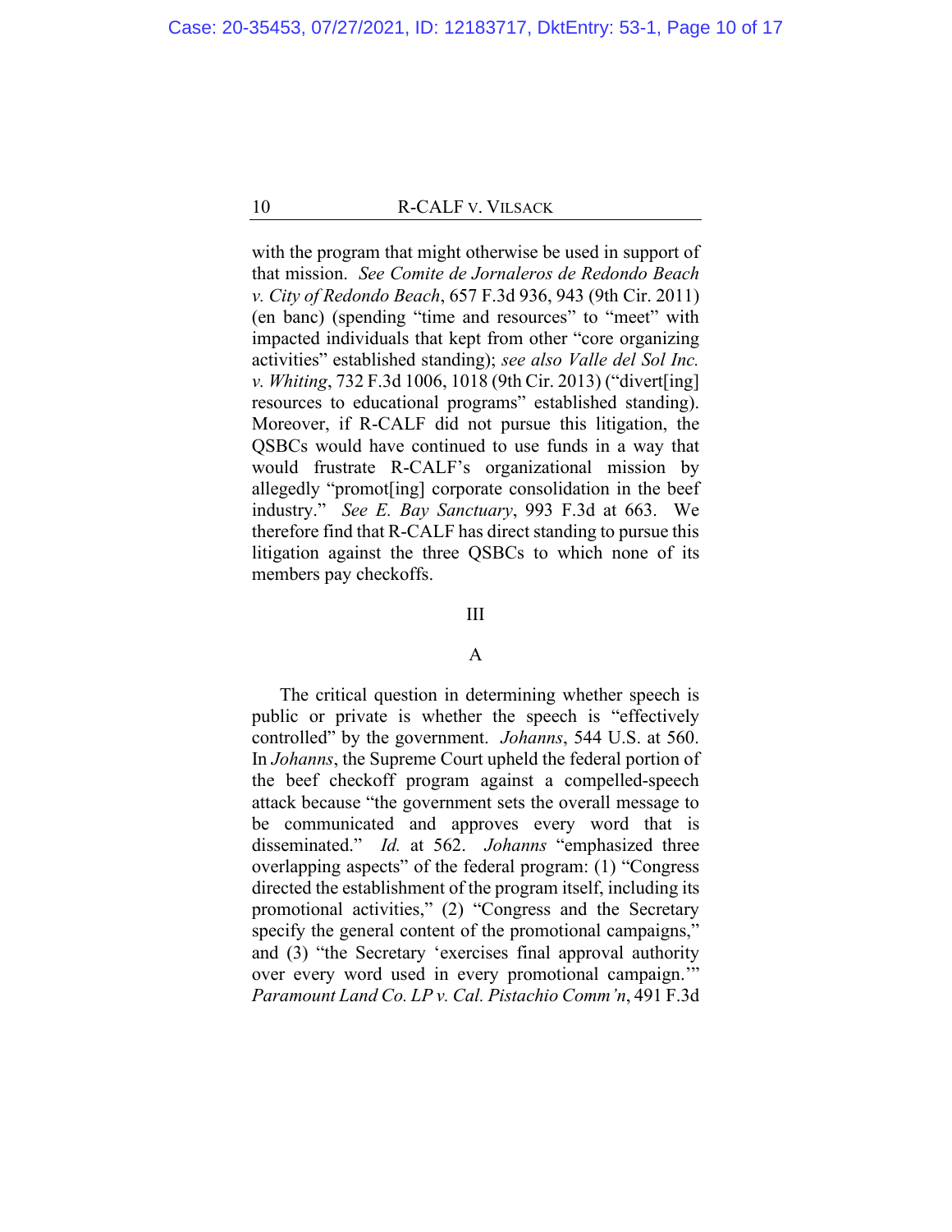with the program that might otherwise be used in support of that mission. *See Comite de Jornaleros de Redondo Beach v. City of Redondo Beach*, 657 F.3d 936, 943 (9th Cir. 2011) (en banc) (spending "time and resources" to "meet" with impacted individuals that kept from other "core organizing activities" established standing); *see also Valle del Sol Inc. v. Whiting*, 732 F.3d 1006, 1018 (9th Cir. 2013) ("divert[ing] resources to educational programs" established standing). Moreover, if R-CALF did not pursue this litigation, the QSBCs would have continued to use funds in a way that would frustrate R-CALF's organizational mission by allegedly "promot[ing] corporate consolidation in the beef industry." *See E. Bay Sanctuary*, 993 F.3d at 663. We therefore find that R-CALF has direct standing to pursue this litigation against the three QSBCs to which none of its members pay checkoffs.

## III

### A

The critical question in determining whether speech is public or private is whether the speech is "effectively controlled" by the government. *Johanns*, 544 U.S. at 560. In *Johanns*, the Supreme Court upheld the federal portion of the beef checkoff program against a compelled-speech attack because "the government sets the overall message to be communicated and approves every word that is disseminated." *Id.* at 562. *Johanns* "emphasized three overlapping aspects" of the federal program: (1) "Congress directed the establishment of the program itself, including its promotional activities," (2) "Congress and the Secretary specify the general content of the promotional campaigns," and (3) "the Secretary 'exercises final approval authority over every word used in every promotional campaign.'" *Paramount Land Co. LP v. Cal. Pistachio Comm'n*, 491 F.3d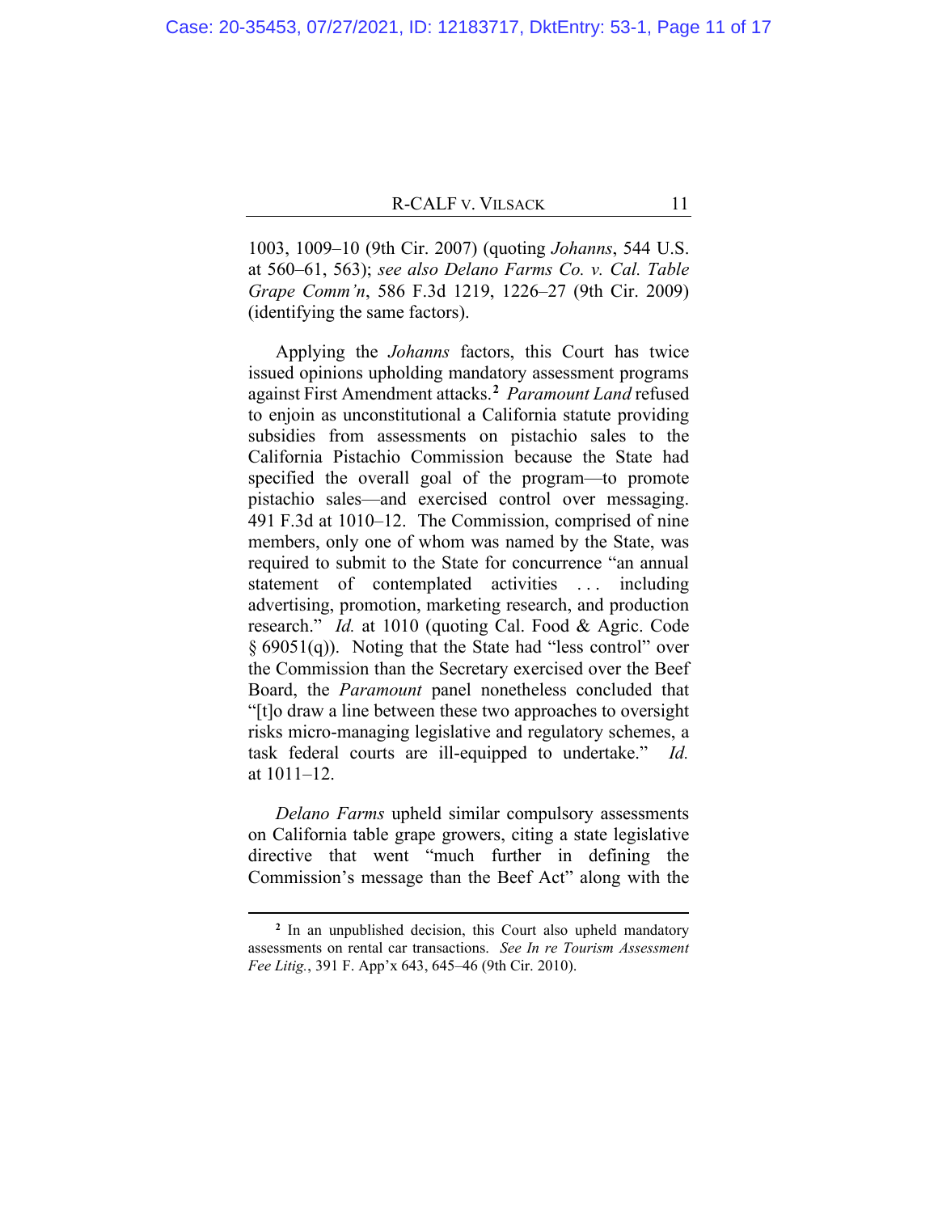1003, 1009–10 (9th Cir. 2007) (quoting *Johanns*, 544 U.S. at 560–61, 563); *see also Delano Farms Co. v. Cal. Table Grape Comm'n*, 586 F.3d 1219, 1226–27 (9th Cir. 2009) (identifying the same factors).

Applying the *Johanns* factors, this Court has twice issued opinions upholding mandatory assessment programs against First Amendment attacks.[2] *Paramount Land* refused to enjoin as unconstitutional a California statute providing subsidies from assessments on pistachio sales to the California Pistachio Commission because the State had specified the overall goal of the program—to promote pistachio sales—and exercised control over messaging. 491 F.3d at 1010–12. The Commission, comprised of nine members, only one of whom was named by the State, was required to submit to the State for concurrence "an annual statement of contemplated activities . . . including advertising, promotion, marketing research, and production research." *Id.* at 1010 (quoting Cal. Food & Agric. Code § 69051(q)). Noting that the State had "less control" over the Commission than the Secretary exercised over the Beef Board, the *Paramount* panel nonetheless concluded that "[t]o draw a line between these two approaches to oversight risks micro-managing legislative and regulatory schemes, a task federal courts are ill-equipped to undertake." *Id.* at 1011–12.

*Delano Farms* upheld similar compulsory assessments on California table grape growers, citing a state legislative directive that went "much further in defining the Commission's message than the Beef Act" along with the

[2] In an unpublished decision, this Court also upheld mandatory assessments on rental car transactions. *See In re Tourism Assessment Fee Litig.*, 391 F. App'x 643, 645–46 (9th Cir. 2010).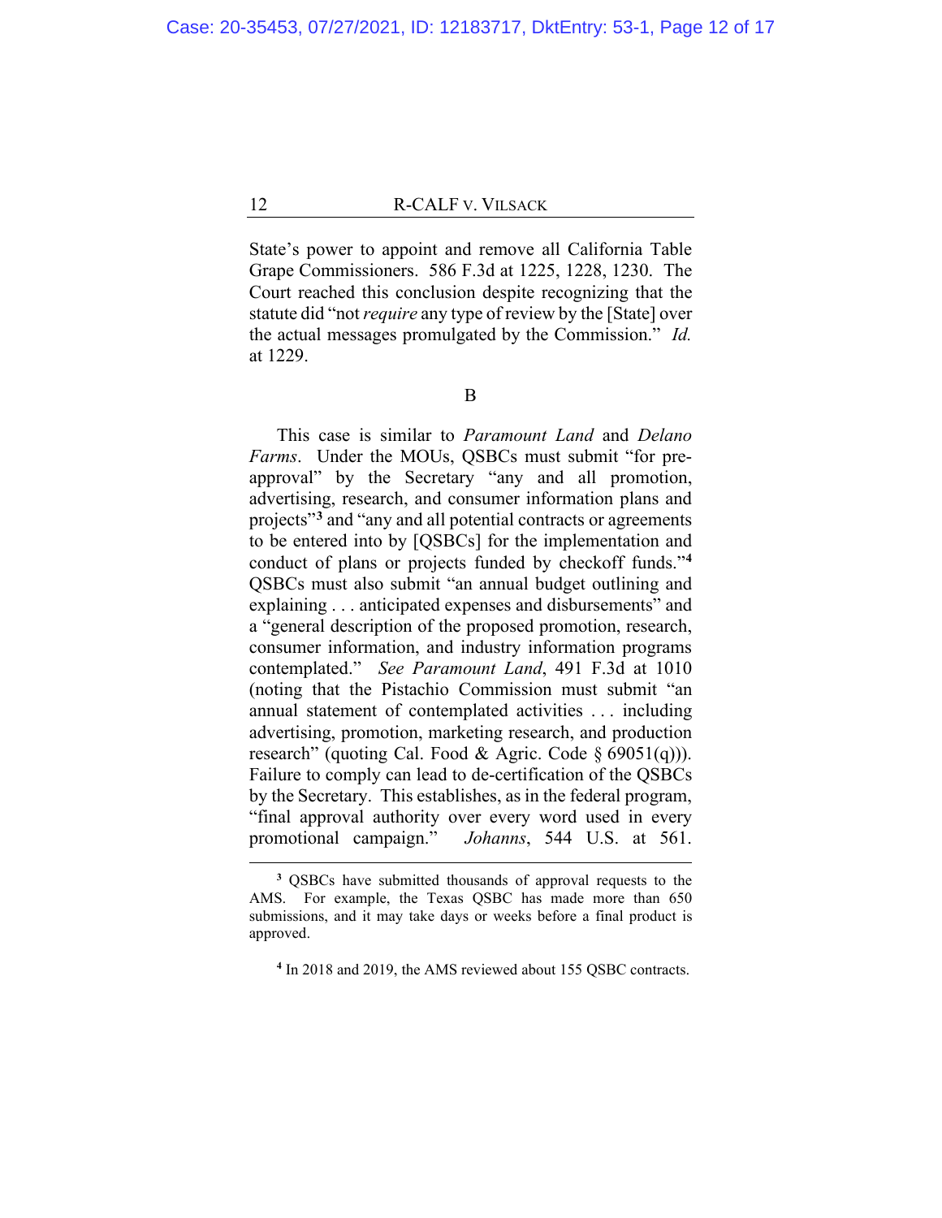State's power to appoint and remove all California Table Grape Commissioners. 586 F.3d at 1225, 1228, 1230. The Court reached this conclusion despite recognizing that the statute did "not *require* any type of review by the [State] over the actual messages promulgated by the Commission." *Id.* at 1229.

### B

This case is similar to *Paramount Land* and *Delano Farms*. Under the MOUs, QSBCs must submit "for pre-approval" by the Secretary "any and all promotion, advertising, research, and consumer information plans and projects"[3] and "any and all potential contracts or agreements to be entered into by [QSBCs] for the implementation and conduct of plans or projects funded by checkoff funds."[4] QSBCs must also submit "an annual budget outlining and explaining . . . anticipated expenses and disbursements" and a "general description of the proposed promotion, research, consumer information, and industry information programs contemplated." *See Paramount Land*, 491 F.3d at 1010 (noting that the Pistachio Commission must submit "an annual statement of contemplated activities . . . including advertising, promotion, marketing research, and production research" (quoting Cal. Food & Agric. Code § 69051(q))). Failure to comply can lead to de-certification of the QSBCs by the Secretary. This establishes, as in the federal program, "final approval authority over every word used in every promotional campaign." *Johanns*, 544 U.S. at 561.

---

[3] QSBCs have submitted thousands of approval requests to the AMS. For example, the Texas QSBC has made more than 650 submissions, and it may take days or weeks before a final product is approved.

[4] In 2018 and 2019, the AMS reviewed about 155 QSBC contracts.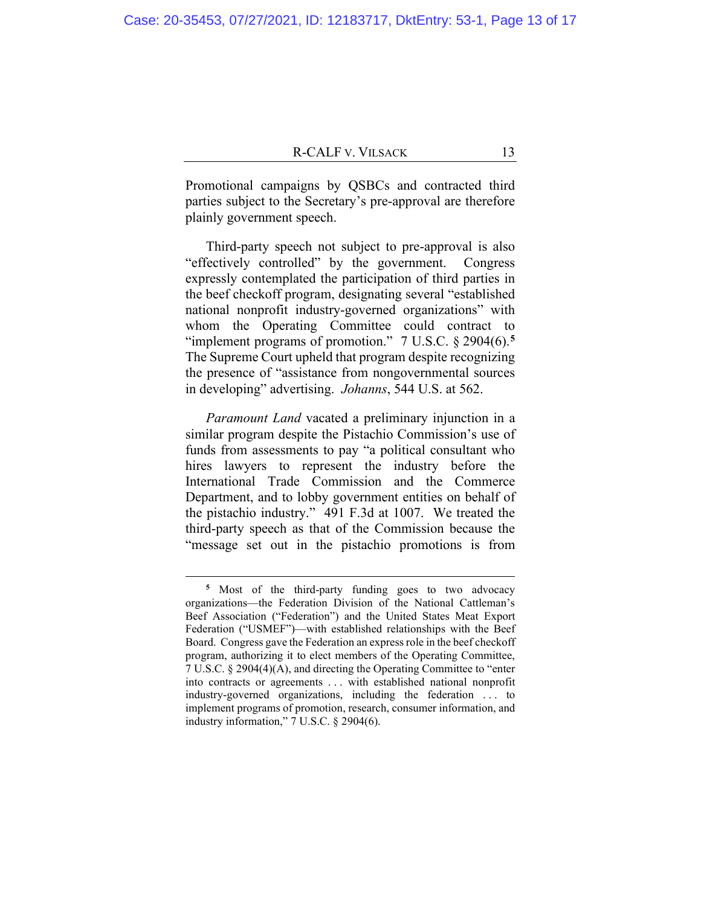Promotional campaigns by QSBCs and contracted third parties subject to the Secretary's pre-approval are therefore plainly government speech.

Third-party speech not subject to pre-approval is also "effectively controlled" by the government. Congress expressly contemplated the participation of third parties in the beef checkoff program, designating several "established national nonprofit industry-governed organizations" with whom the Operating Committee could contract to "implement programs of promotion." 7 U.S.C. § 2904(6).[5] The Supreme Court upheld that program despite recognizing the presence of "assistance from nongovernmental sources in developing" advertising. *Johanns*, 544 U.S. at 562.

*Paramount Land* vacated a preliminary injunction in a similar program despite the Pistachio Commission's use of funds from assessments to pay "a political consultant who hires lawyers to represent the industry before the International Trade Commission and the Commerce Department, and to lobby government entities on behalf of the pistachio industry." 491 F.3d at 1007. We treated the third-party speech as that of the Commission because the "message set out in the pistachio promotions is from

---

[5] Most of the third-party funding goes to two advocacy organizations—the Federation Division of the National Cattleman's Beef Association ("Federation") and the United States Meat Export Federation ("USMEF")—with established relationships with the Beef Board. Congress gave the Federation an express role in the beef checkoff program, authorizing it to elect members of the Operating Committee, 7 U.S.C. § 2904(4)(A), and directing the Operating Committee to "enter into contracts or agreements . . . with established national nonprofit industry-governed organizations, including the federation . . . to implement programs of promotion, research, consumer information, and industry information," 7 U.S.C. § 2904(6).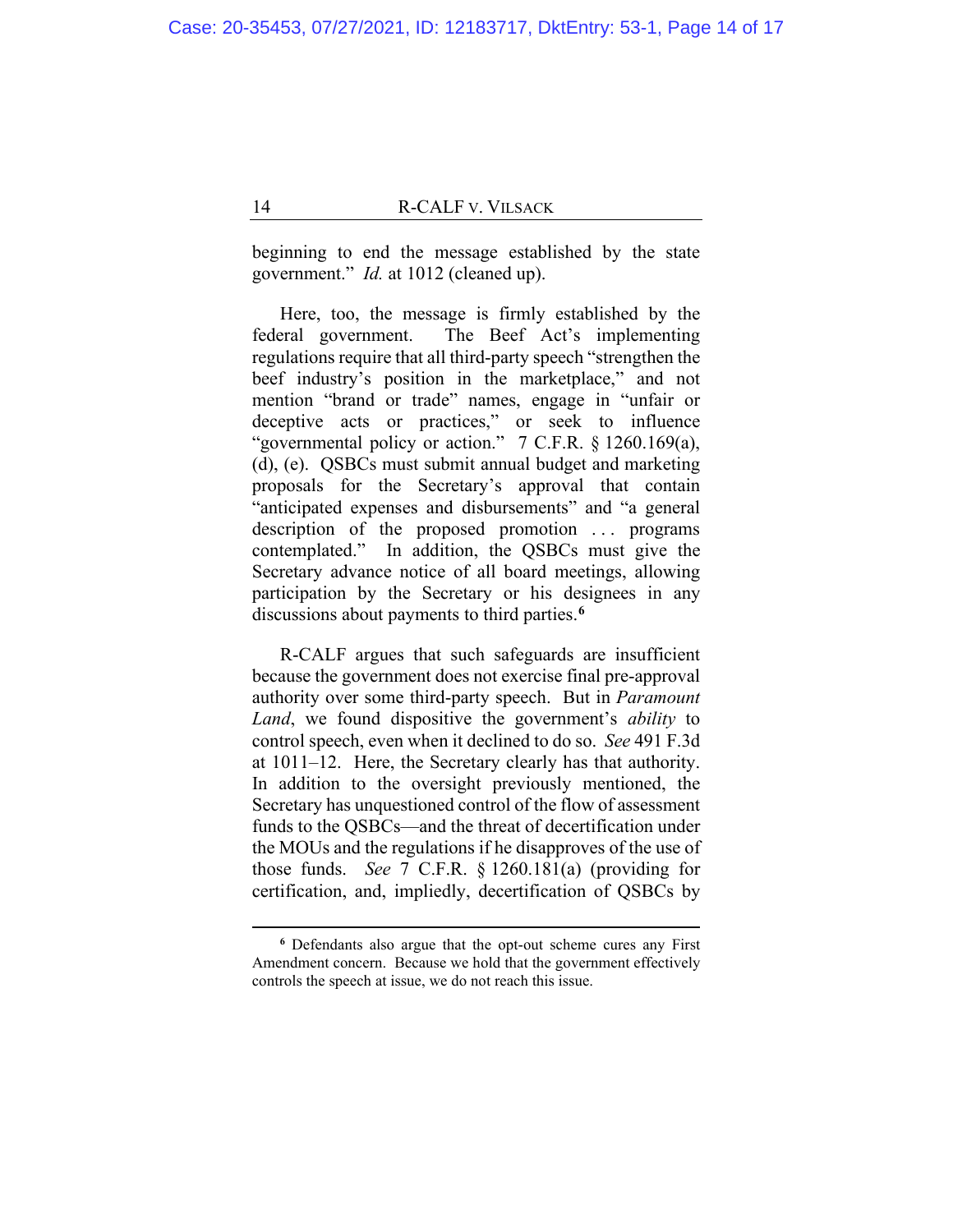beginning to end the message established by the state government." *Id.* at 1012 (cleaned up).

Here, too, the message is firmly established by the federal government. The Beef Act's implementing regulations require that all third-party speech "strengthen the beef industry's position in the marketplace," and not mention "brand or trade" names, engage in "unfair or deceptive acts or practices," or seek to influence "governmental policy or action." 7 C.F.R. § 1260.169(a), (d), (e). QSBCs must submit annual budget and marketing proposals for the Secretary's approval that contain "anticipated expenses and disbursements" and "a general description of the proposed promotion . . . programs contemplated." In addition, the QSBCs must give the Secretary advance notice of all board meetings, allowing participation by the Secretary or his designees in any discussions about payments to third parties.[6]

R-CALF argues that such safeguards are insufficient because the government does not exercise final pre-approval authority over some third-party speech. But in *Paramount Land*, we found dispositive the government's *ability* to control speech, even when it declined to do so. *See* 491 F.3d at 1011–12. Here, the Secretary clearly has that authority. In addition to the oversight previously mentioned, the Secretary has unquestioned control of the flow of assessment funds to the QSBCs—and the threat of decertification under the MOUs and the regulations if he disapproves of the use of those funds. *See* 7 C.F.R. § 1260.181(a) (providing for certification, and, impliedly, decertification of QSBCs by

---

[6] Defendants also argue that the opt-out scheme cures any First Amendment concern. Because we hold that the government effectively controls the speech at issue, we do not reach this issue.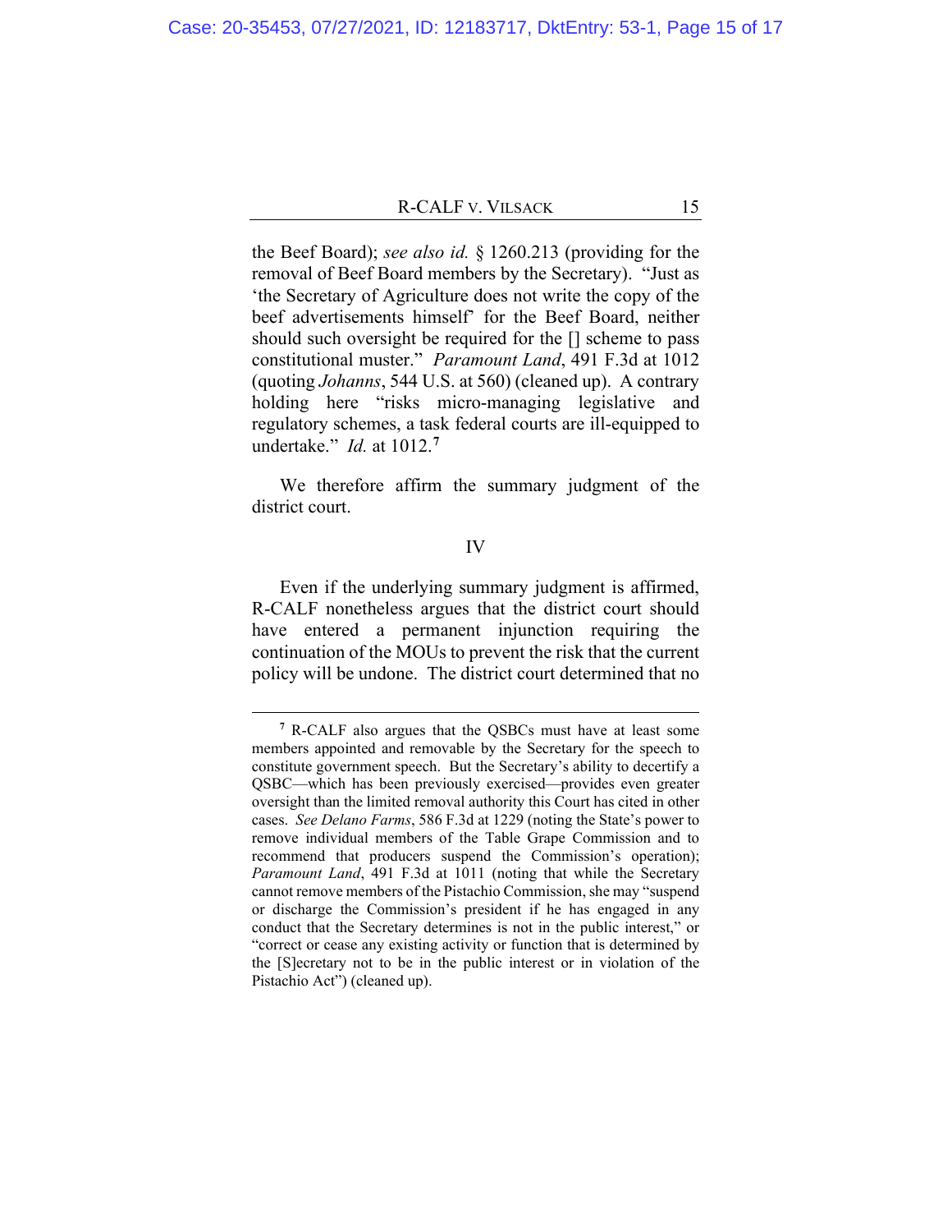the Beef Board); *see also id.* § 1260.213 (providing for the removal of Beef Board members by the Secretary). "Just as 'the Secretary of Agriculture does not write the copy of the beef advertisements himself' for the Beef Board, neither should such oversight be required for the [] scheme to pass constitutional muster." *Paramount Land*, 491 F.3d at 1012 (quoting *Johanns*, 544 U.S. at 560) (cleaned up). A contrary holding here "risks micro-managing legislative and regulatory schemes, a task federal courts are ill-equipped to undertake." *Id.* at 1012.[7]

We therefore affirm the summary judgment of the district court.

## IV

Even if the underlying summary judgment is affirmed, R-CALF nonetheless argues that the district court should have entered a permanent injunction requiring the continuation of the MOUs to prevent the risk that the current policy will be undone. The district court determined that no

---

[7] R-CALF also argues that the QSBCs must have at least some members appointed and removable by the Secretary for the speech to constitute government speech. But the Secretary's ability to decertify a QSBC—which has been previously exercised—provides even greater oversight than the limited removal authority this Court has cited in other cases. *See Delano Farms*, 586 F.3d at 1229 (noting the State's power to remove individual members of the Table Grape Commission and to recommend that producers suspend the Commission's operation); *Paramount Land*, 491 F.3d at 1011 (noting that while the Secretary cannot remove members of the Pistachio Commission, she may "suspend or discharge the Commission's president if he has engaged in any conduct that the Secretary determines is not in the public interest," or "correct or cease any existing activity or function that is determined by the [S]ecretary not to be in the public interest or in violation of the Pistachio Act") (cleaned up).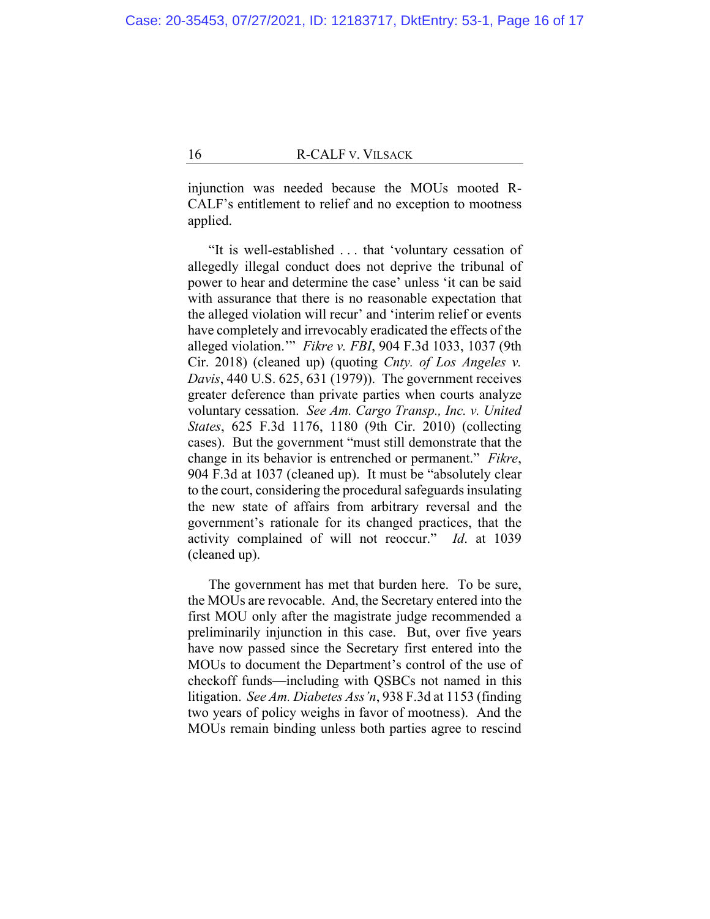injunction was needed because the MOUs mooted R-CALF's entitlement to relief and no exception to mootness applied.

"It is well-established . . . that 'voluntary cessation of allegedly illegal conduct does not deprive the tribunal of power to hear and determine the case' unless 'it can be said with assurance that there is no reasonable expectation that the alleged violation will recur' and 'interim relief or events have completely and irrevocably eradicated the effects of the alleged violation.'" *Fikre v. FBI*, 904 F.3d 1033, 1037 (9th Cir. 2018) (cleaned up) (quoting *Cnty. of Los Angeles v. Davis*, 440 U.S. 625, 631 (1979)). The government receives greater deference than private parties when courts analyze voluntary cessation. *See Am. Cargo Transp., Inc. v. United States*, 625 F.3d 1176, 1180 (9th Cir. 2010) (collecting cases). But the government "must still demonstrate that the change in its behavior is entrenched or permanent." *Fikre*, 904 F.3d at 1037 (cleaned up). It must be "absolutely clear to the court, considering the procedural safeguards insulating the new state of affairs from arbitrary reversal and the government's rationale for its changed practices, that the activity complained of will not reoccur." *Id*. at 1039 (cleaned up).

The government has met that burden here. To be sure, the MOUs are revocable. And, the Secretary entered into the first MOU only after the magistrate judge recommended a preliminarily injunction in this case. But, over five years have now passed since the Secretary first entered into the MOUs to document the Department's control of the use of checkoff funds—including with QSBCs not named in this litigation. *See Am. Diabetes Ass'n*, 938 F.3d at 1153 (finding two years of policy weighs in favor of mootness). And the MOUs remain binding unless both parties agree to rescind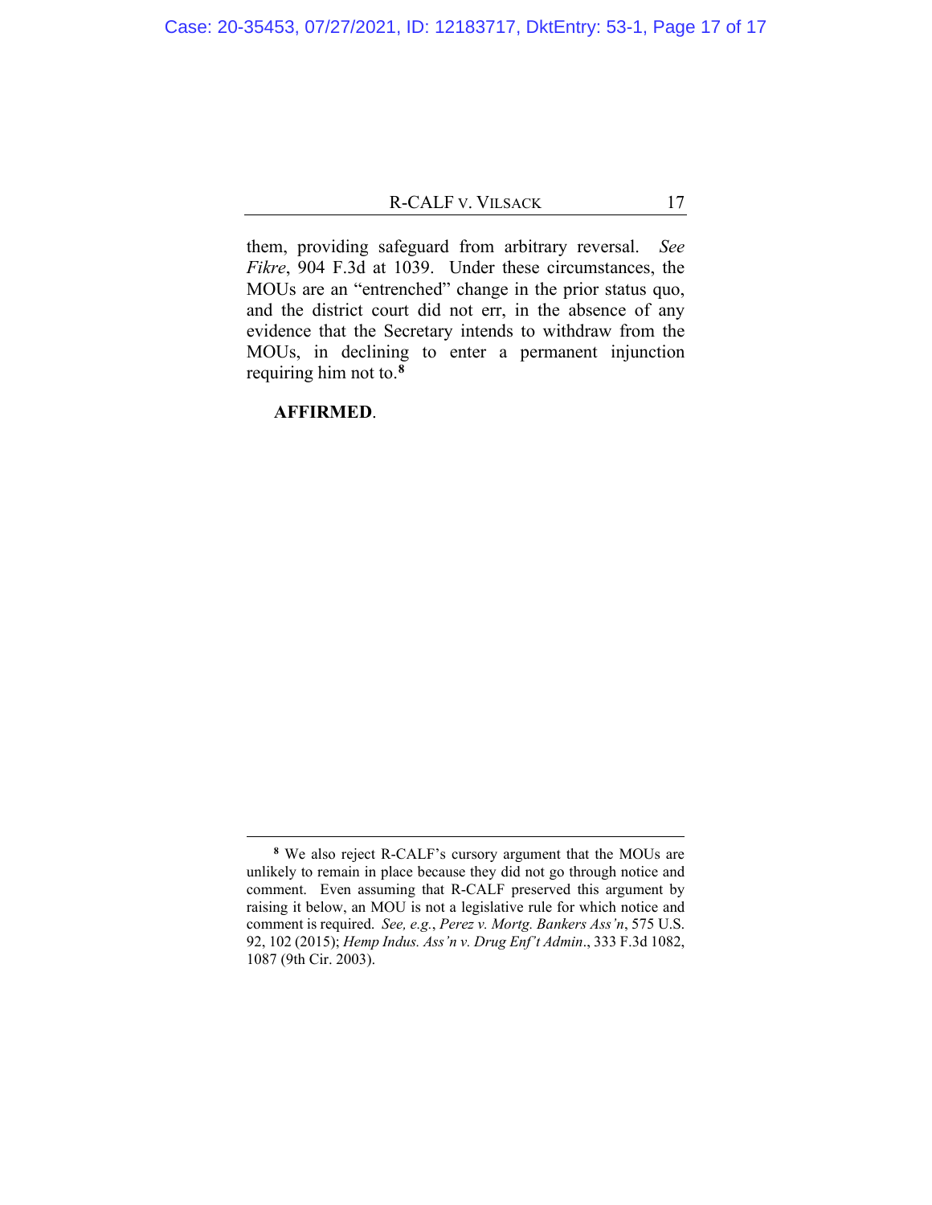them, providing safeguard from arbitrary reversal. *See Fikre*, 904 F.3d at 1039. Under these circumstances, the MOUs are an "entrenched" change in the prior status quo, and the district court did not err, in the absence of any evidence that the Secretary intends to withdraw from the MOUs, in declining to enter a permanent injunction requiring him not to.[8]

**AFFIRMED**.

---

[8] We also reject R-CALF's cursory argument that the MOUs are unlikely to remain in place because they did not go through notice and comment. Even assuming that R-CALF preserved this argument by raising it below, an MOU is not a legislative rule for which notice and comment is required. *See, e.g.*, *Perez v. Mortg. Bankers Ass'n*, 575 U.S. 92, 102 (2015); *Hemp Indus. Ass'n v. Drug Enf't Admin*., 333 F.3d 1082, 1087 (9th Cir. 2003).